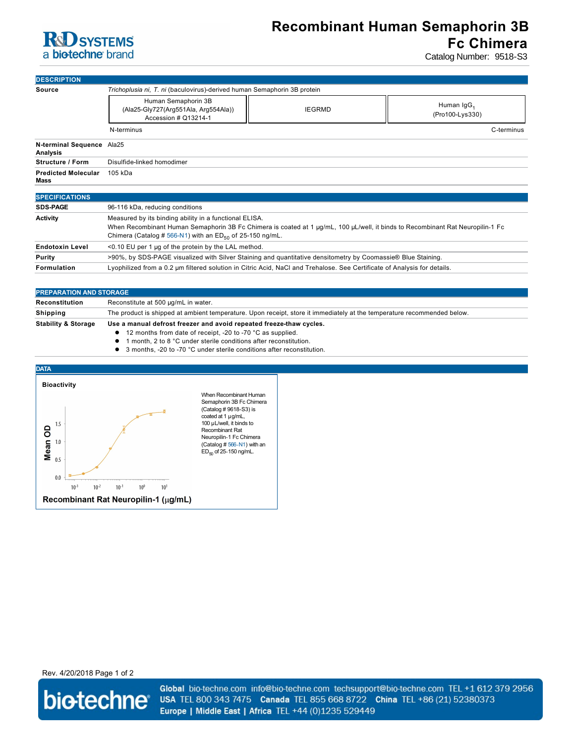# Recombinant Human Semaphorin 3B Fc Chimera

Catalog Number: 9518-S3

R&D SYSTEMS a biotechne brand

## DESCRIPTION

| | |
|---|---|
| **Source** | *Trichoplusia ni*, *T. ni* (baculovirus)-derived human Semaphorin 3B protein |

| Human Semaphorin 3B (Ala25-Gly727(Arg551Ala, Arg554Ala)) Accession # Q13214-1 | IEGRMD | Human $IgG_1$ (Pro100-Lys330) |
|---|---|---|
| N-terminus | | C-terminus |

| | |
|---|---|
| **N-terminal Sequence Analysis** | Ala25 |
| **Structure / Form** | Disulfide-linked homodimer |
| **Predicted Molecular Mass** | 105 kDa |

## SPECIFICATIONS

| | |
|---|---|
| **SDS-PAGE** | 96-116 kDa, reducing conditions |
| **Activity** | Measured by its binding ability in a functional ELISA. When Recombinant Human Semaphorin 3B Fc Chimera is coated at 1 µg/mL, 100 µL/well, it binds to Recombinant Rat Neuropilin-1 Fc Chimera (Catalog # 566-N1) with an $ED_{50}$ of 25-150 ng/mL. |
| **Endotoxin Level** | <0.10 EU per 1 µg of the protein by the LAL method. |
| **Purity** | >90%, by SDS-PAGE visualized with Silver Staining and quantitative densitometry by Coomassie® Blue Staining. |
| **Formulation** | Lyophilized from a 0.2 µm filtered solution in Citric Acid, NaCl and Trehalose. See Certificate of Analysis for details. |

## PREPARATION AND STORAGE

| | |
|---|---|
| **Reconstitution** | Reconstitute at 500 µg/mL in water. |
| **Shipping** | The product is shipped at ambient temperature. Upon receipt, store it immediately at the temperature recommended below. |
| **Stability & Storage** | **Use a manual defrost freezer and avoid repeated freeze-thaw cycles.** • 12 months from date of receipt, -20 to -70 °C as supplied. • 1 month, 2 to 8 °C under sterile conditions after reconstitution. • 3 months, -20 to -70 °C under sterile conditions after reconstitution. |

## DATA

**Bioactivity**

When Recombinant Human Semaphorin 3B Fc Chimera (Catalog # 9618-S3) is coated at 1 µg/mL, 100 µL/well, it binds to Recombinant Rat Neuropilin-1 Fc Chimera (Catalog # 566-N1) with an $ED_{50}$ of 25-150 ng/mL.

Rev. 4/20/2018 Page 1 of 2

**Global** bio-techne.com info@bio-techne.com techsupport@bio-techne.com TEL +1 612 379 2956
**USA** TEL 800 343 7475 **Canada** TEL 855 668 8722 **China** TEL +86 (21) 52380373
**Europe | Middle East | Africa** TEL +44 (0)1235 529449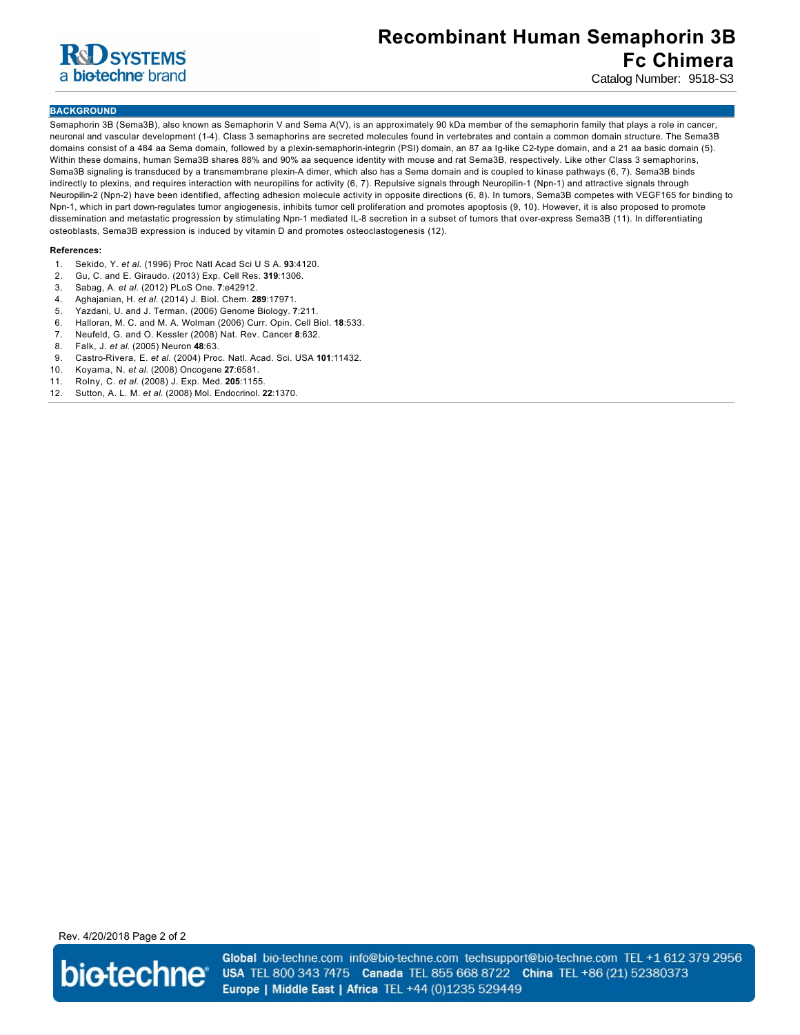# Recombinant Human Semaphorin 3B Fc Chimera

Catalog Number: 9518-S3

## BACKGROUND

Semaphorin 3B (Sema3B), also known as Semaphorin V and Sema A(V), is an approximately 90 kDa member of the semaphorin family that plays a role in cancer, neuronal and vascular development (1-4). Class 3 semaphorins are secreted molecules found in vertebrates and contain a common domain structure. The Sema3B domains consist of a 484 aa Sema domain, followed by a plexin-semaphorin-integrin (PSI) domain, an 87 aa Ig-like C2-type domain, and a 21 aa basic domain (5). Within these domains, human Sema3B shares 88% and 90% aa sequence identity with mouse and rat Sema3B, respectively. Like other Class 3 semaphorins, Sema3B signaling is transduced by a transmembrane plexin-A dimer, which also has a Sema domain and is coupled to kinase pathways (6, 7). Sema3B binds indirectly to plexins, and requires interaction with neuropilins for activity (6, 7). Repulsive signals through Neuropilin-1 (Npn-1) and attractive signals through Neuropilin-2 (Npn-2) have been identified, affecting adhesion molecule activity in opposite directions (6, 8). In tumors, Sema3B competes with VEGF165 for binding to Npn-1, which in part down-regulates tumor angiogenesis, inhibits tumor cell proliferation and promotes apoptosis (9, 10). However, it is also proposed to promote dissemination and metastatic progression by stimulating Npn-1 mediated IL-8 secretion in a subset of tumors that over-express Sema3B (11). In differentiating osteoblasts, Sema3B expression is induced by vitamin D and promotes osteoclastogenesis (12).

**References:**

1. Sekido, Y. *et al.* (1996) Proc Natl Acad Sci U S A. **93**:4120.
2. Gu, C. and E. Giraudo. (2013) Exp. Cell Res. **319**:1306.
3. Sabag, A. *et al.* (2012) PLoS One. **7**:e42912.
4. Aghajanian, H. *et al.* (2014) J. Biol. Chem. **289**:17971.
5. Yazdani, U. and J. Terman. (2006) Genome Biology. **7**:211.
6. Halloran, M. C. and M. A. Wolman (2006) Curr. Opin. Cell Biol. **18**:533.
7. Neufeld, G. and O. Kessler (2008) Nat. Rev. Cancer **8**:632.
8. Falk, J. *et al.* (2005) Neuron **48**:63.
9. Castro-Rivera, E. *et al.* (2004) Proc. Natl. Acad. Sci. USA **101**:11432.
10. Koyama, N. *et al.* (2008) Oncogene **27**:6581.
11. Rolny, C. *et al.* (2008) J. Exp. Med. **205**:1155.
12. Sutton, A. L. M. *et al.* (2008) Mol. Endocrinol. **22**:1370.

Rev. 4/20/2018

**Global** bio-techne.com info@bio-techne.com techsupport@bio-techne.com TEL +1 612 379 2956
**USA** TEL 800 343 7475 **Canada** TEL 855 668 8722 **China** TEL +86 (21) 52380373
**Europe | Middle East | Africa** TEL +44 (0)1235 529449